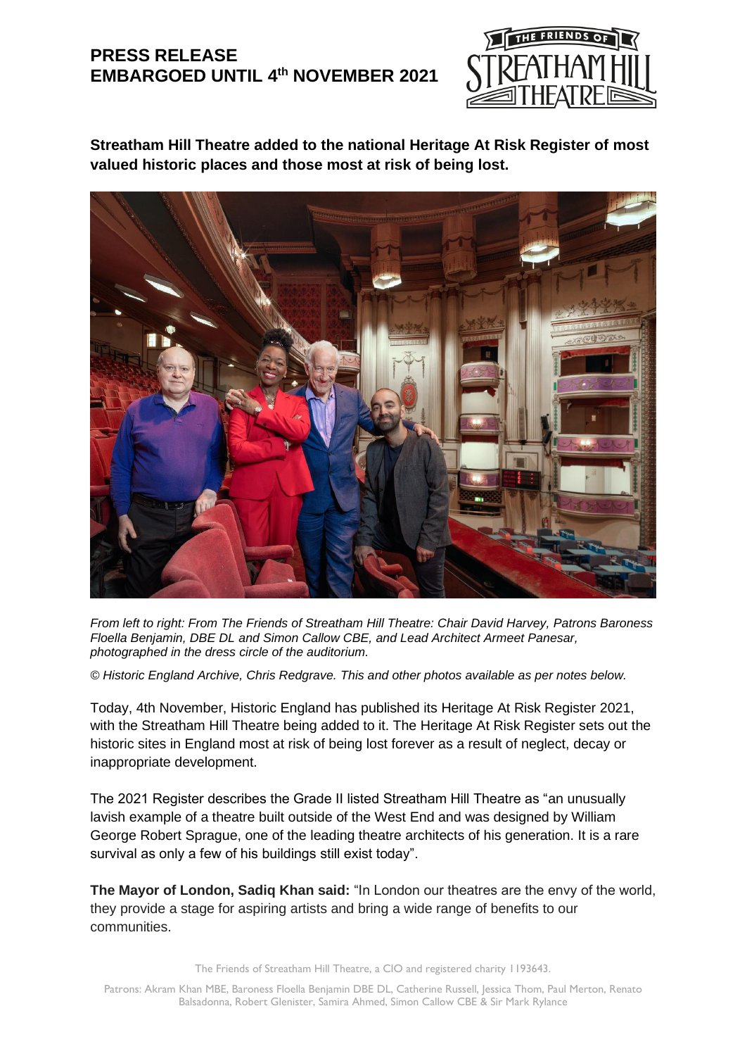**PRESS RELEASE**
**EMBARGOED UNTIL 4th NOVEMBER 2021**

THE FRIENDS OF STREATHAM HILL THEATRE

**Streatham Hill Theatre added to the national Heritage At Risk Register of most valued historic places and those most at risk of being lost.**

*From left to right: From The Friends of Streatham Hill Theatre: Chair David Harvey, Patrons Baroness Floella Benjamin, DBE DL and Simon Callow CBE, and Lead Architect Armeet Panesar, photographed in the dress circle of the auditorium.*

*© Historic England Archive, Chris Redgrave. This and other photos available as per notes below.*

Today, 4th November, Historic England has published its Heritage At Risk Register 2021, with the Streatham Hill Theatre being added to it. The Heritage At Risk Register sets out the historic sites in England most at risk of being lost forever as a result of neglect, decay or inappropriate development.

The 2021 Register describes the Grade II listed Streatham Hill Theatre as "an unusually lavish example of a theatre built outside of the West End and was designed by William George Robert Sprague, one of the leading theatre architects of his generation. It is a rare survival as only a few of his buildings still exist today".

**The Mayor of London, Sadiq Khan said:** "In London our theatres are the envy of the world, they provide a stage for aspiring artists and bring a wide range of benefits to our communities.

The Friends of Streatham Hill Theatre, a CIO and registered charity 1193643.

Patrons: Akram Khan MBE, Baroness Floella Benjamin DBE DL, Catherine Russell, Jessica Thom, Paul Merton, Renato Balsadonna, Robert Glenister, Samira Ahmed, Simon Callow CBE & Sir Mark Rylance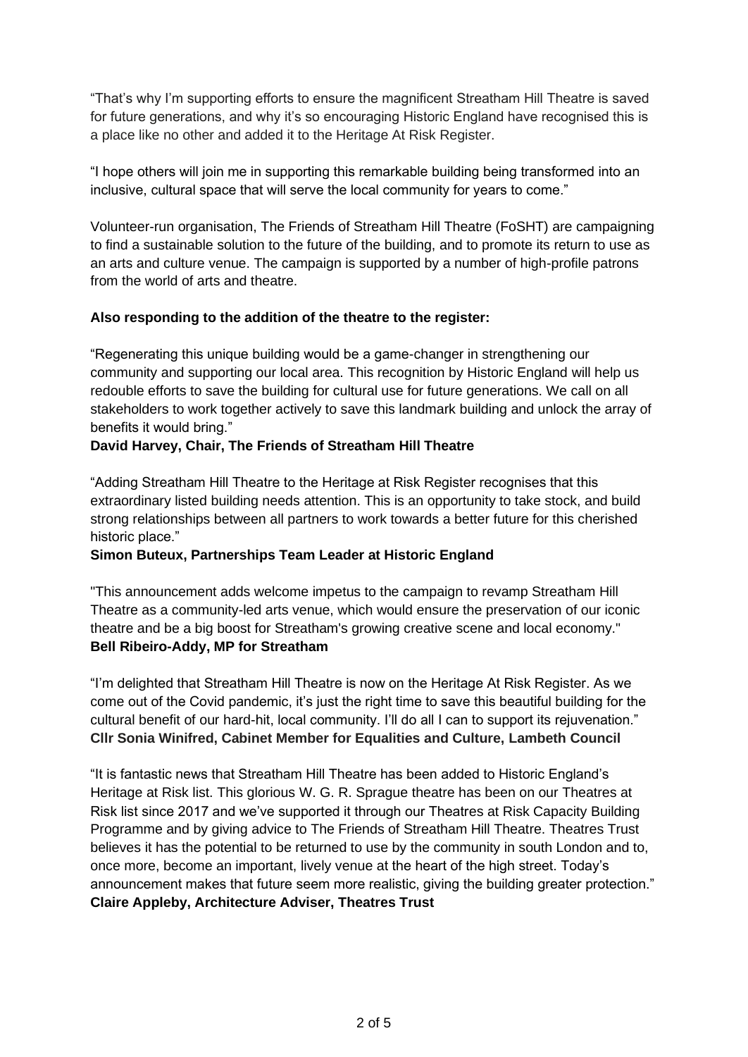"That's why I'm supporting efforts to ensure the magnificent Streatham Hill Theatre is saved for future generations, and why it's so encouraging Historic England have recognised this is a place like no other and added it to the Heritage At Risk Register.

"I hope others will join me in supporting this remarkable building being transformed into an inclusive, cultural space that will serve the local community for years to come."

Volunteer-run organisation, The Friends of Streatham Hill Theatre (FoSHT) are campaigning to find a sustainable solution to the future of the building, and to promote its return to use as an arts and culture venue. The campaign is supported by a number of high-profile patrons from the world of arts and theatre.

**Also responding to the addition of the theatre to the register:**

"Regenerating this unique building would be a game-changer in strengthening our community and supporting our local area. This recognition by Historic England will help us redouble efforts to save the building for cultural use for future generations. We call on all stakeholders to work together actively to save this landmark building and unlock the array of benefits it would bring."
**David Harvey, Chair, The Friends of Streatham Hill Theatre**

"Adding Streatham Hill Theatre to the Heritage at Risk Register recognises that this extraordinary listed building needs attention. This is an opportunity to take stock, and build strong relationships between all partners to work towards a better future for this cherished historic place."
**Simon Buteux, Partnerships Team Leader at Historic England**

"This announcement adds welcome impetus to the campaign to revamp Streatham Hill Theatre as a community-led arts venue, which would ensure the preservation of our iconic theatre and be a big boost for Streatham's growing creative scene and local economy."
**Bell Ribeiro-Addy, MP for Streatham**

"I'm delighted that Streatham Hill Theatre is now on the Heritage At Risk Register. As we come out of the Covid pandemic, it's just the right time to save this beautiful building for the cultural benefit of our hard-hit, local community. I'll do all I can to support its rejuvenation."
**Cllr Sonia Winifred, Cabinet Member for Equalities and Culture, Lambeth Council**

"It is fantastic news that Streatham Hill Theatre has been added to Historic England's Heritage at Risk list. This glorious W. G. R. Sprague theatre has been on our Theatres at Risk list since 2017 and we've supported it through our Theatres at Risk Capacity Building Programme and by giving advice to The Friends of Streatham Hill Theatre. Theatres Trust believes it has the potential to be returned to use by the community in south London and to, once more, become an important, lively venue at the heart of the high street. Today's announcement makes that future seem more realistic, giving the building greater protection."
**Claire Appleby, Architecture Adviser, Theatres Trust**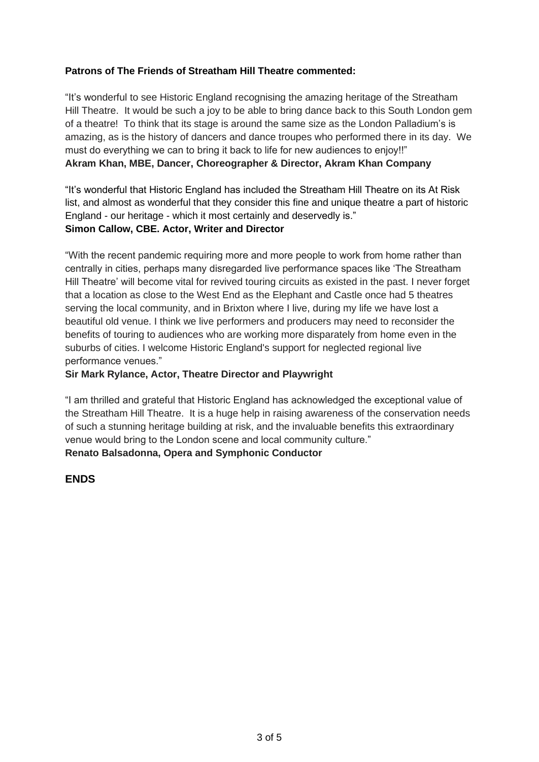**Patrons of The Friends of Streatham Hill Theatre commented:**

"It's wonderful to see Historic England recognising the amazing heritage of the Streatham Hill Theatre. It would be such a joy to be able to bring dance back to this South London gem of a theatre! To think that its stage is around the same size as the London Palladium's is amazing, as is the history of dancers and dance troupes who performed there in its day. We must do everything we can to bring it back to life for new audiences to enjoy!!"
**Akram Khan, MBE, Dancer, Choreographer & Director, Akram Khan Company**

"It's wonderful that Historic England has included the Streatham Hill Theatre on its At Risk list, and almost as wonderful that they consider this fine and unique theatre a part of historic England - our heritage - which it most certainly and deservedly is."
**Simon Callow, CBE. Actor, Writer and Director**

"With the recent pandemic requiring more and more people to work from home rather than centrally in cities, perhaps many disregarded live performance spaces like 'The Streatham Hill Theatre' will become vital for revived touring circuits as existed in the past. I never forget that a location as close to the West End as the Elephant and Castle once had 5 theatres serving the local community, and in Brixton where I live, during my life we have lost a beautiful old venue. I think we live performers and producers may need to reconsider the benefits of touring to audiences who are working more disparately from home even in the suburbs of cities. I welcome Historic England's support for neglected regional live performance venues."
**Sir Mark Rylance, Actor, Theatre Director and Playwright**

"I am thrilled and grateful that Historic England has acknowledged the exceptional value of the Streatham Hill Theatre. It is a huge help in raising awareness of the conservation needs of such a stunning heritage building at risk, and the invaluable benefits this extraordinary venue would bring to the London scene and local community culture."
**Renato Balsadonna, Opera and Symphonic Conductor**

**ENDS**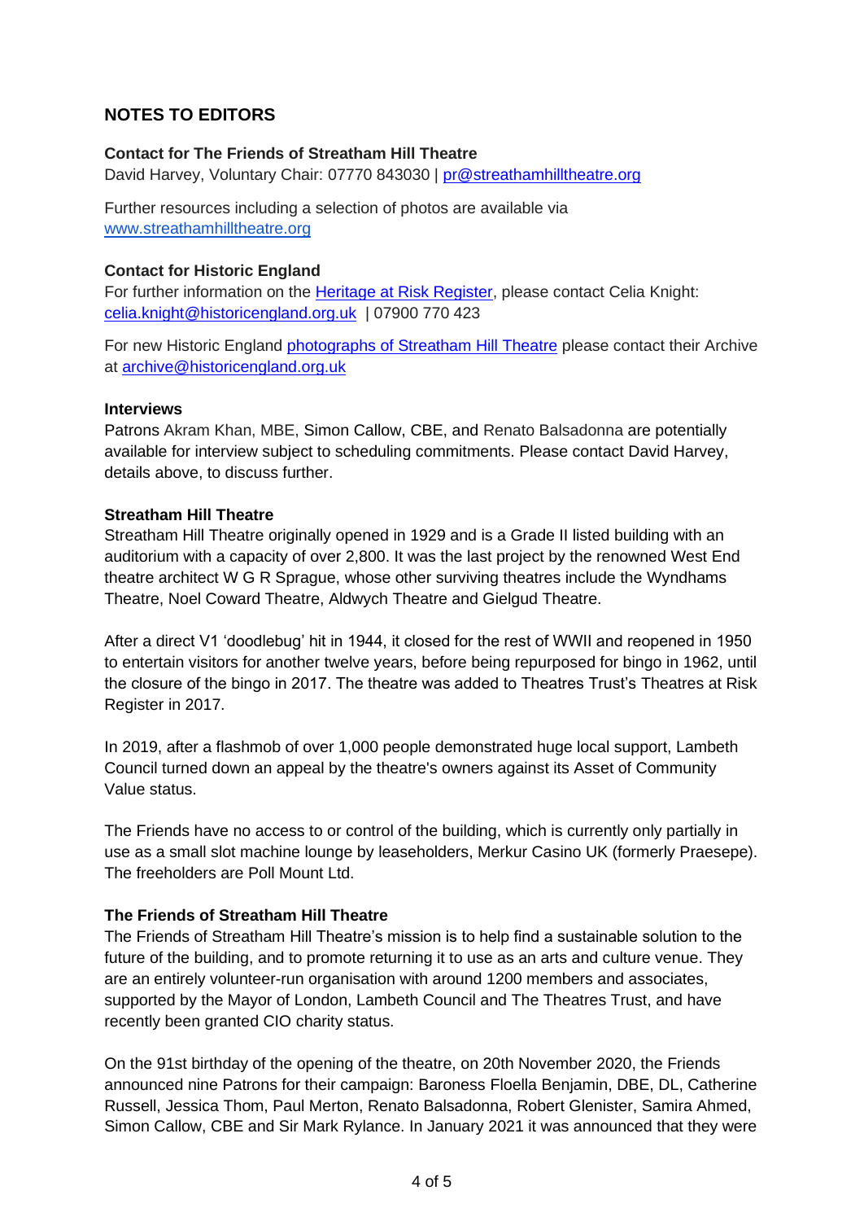## NOTES TO EDITORS

**Contact for The Friends of Streatham Hill Theatre**
David Harvey, Voluntary Chair: 07770 843030 | [pr@streathamhilltheatre.org](mailto:pr@streathamhilltheatre.org)

Further resources including a selection of photos are available via [www.streathamhilltheatre.org](http://www.streathamhilltheatre.org)

**Contact for Historic England**
For further information on the [Heritage at Risk Register](), please contact Celia Knight: [celia.knight@historicengland.org.uk](mailto:celia.knight@historicengland.org.uk) | 07900 770 423

For new Historic England [photographs of Streatham Hill Theatre]() please contact their Archive at [archive@historicengland.org.uk](mailto:archive@historicengland.org.uk)

**Interviews**
Patrons Akram Khan, MBE, Simon Callow, CBE, and Renato Balsadonna are potentially available for interview subject to scheduling commitments. Please contact David Harvey, details above, to discuss further.

**Streatham Hill Theatre**
Streatham Hill Theatre originally opened in 1929 and is a Grade II listed building with an auditorium with a capacity of over 2,800. It was the last project by the renowned West End theatre architect W G R Sprague, whose other surviving theatres include the Wyndhams Theatre, Noel Coward Theatre, Aldwych Theatre and Gielgud Theatre.

After a direct V1 'doodlebug' hit in 1944, it closed for the rest of WWII and reopened in 1950 to entertain visitors for another twelve years, before being repurposed for bingo in 1962, until the closure of the bingo in 2017. The theatre was added to Theatres Trust's Theatres at Risk Register in 2017.

In 2019, after a flashmob of over 1,000 people demonstrated huge local support, Lambeth Council turned down an appeal by the theatre's owners against its Asset of Community Value status.

The Friends have no access to or control of the building, which is currently only partially in use as a small slot machine lounge by leaseholders, Merkur Casino UK (formerly Praesepe). The freeholders are Poll Mount Ltd.

**The Friends of Streatham Hill Theatre**
The Friends of Streatham Hill Theatre's mission is to help find a sustainable solution to the future of the building, and to promote returning it to use as an arts and culture venue. They are an entirely volunteer-run organisation with around 1200 members and associates, supported by the Mayor of London, Lambeth Council and The Theatres Trust, and have recently been granted CIO charity status.

On the 91st birthday of the opening of the theatre, on 20th November 2020, the Friends announced nine Patrons for their campaign: Baroness Floella Benjamin, DBE, DL, Catherine Russell, Jessica Thom, Paul Merton, Renato Balsadonna, Robert Glenister, Samira Ahmed, Simon Callow, CBE and Sir Mark Rylance. In January 2021 it was announced that they were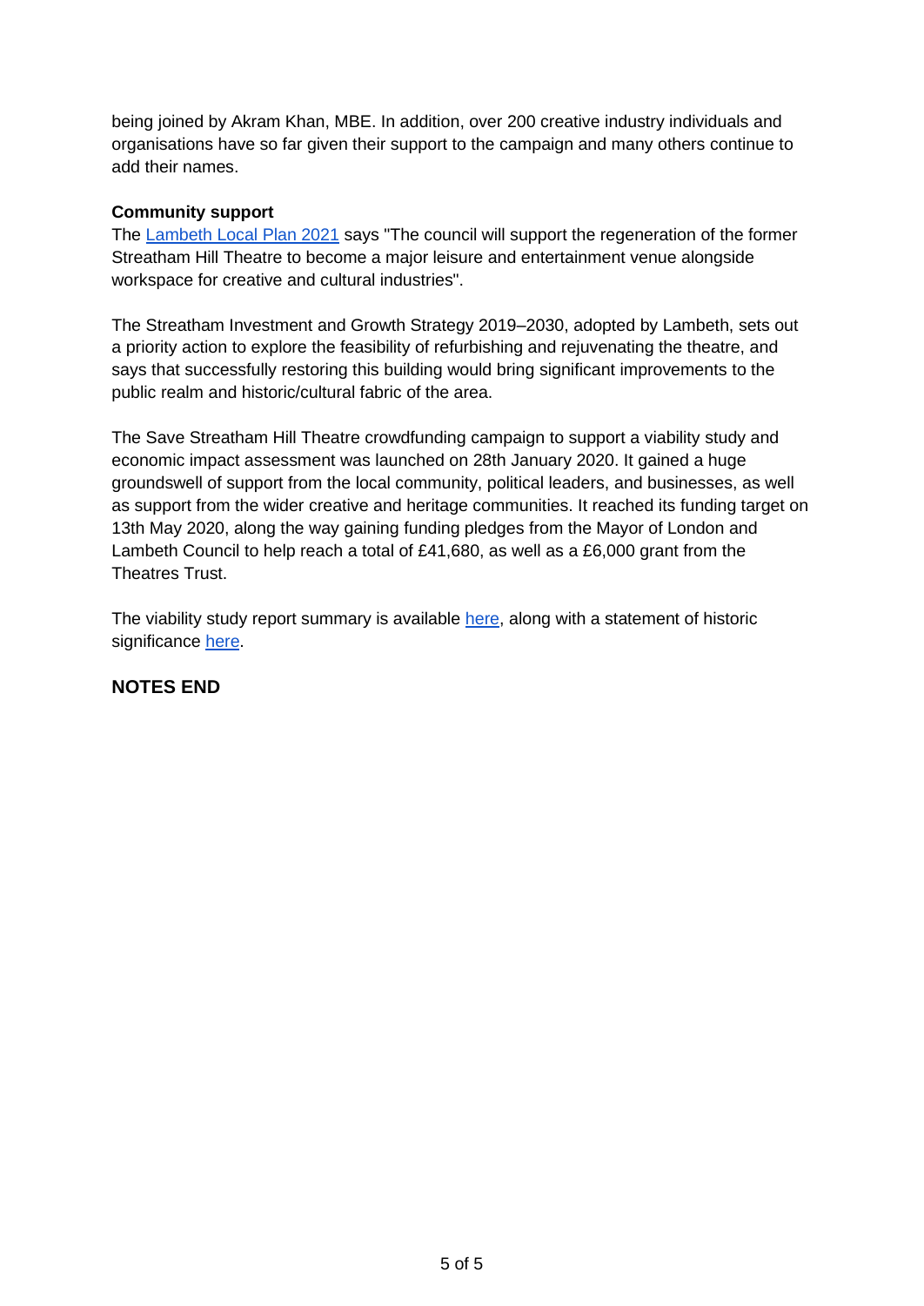being joined by Akram Khan, MBE. In addition, over 200 creative industry individuals and organisations have so far given their support to the campaign and many others continue to add their names.

**Community support**

The [Lambeth Local Plan 2021]() says "The council will support the regeneration of the former Streatham Hill Theatre to become a major leisure and entertainment venue alongside workspace for creative and cultural industries".

The Streatham Investment and Growth Strategy 2019–2030, adopted by Lambeth, sets out a priority action to explore the feasibility of refurbishing and rejuvenating the theatre, and says that successfully restoring this building would bring significant improvements to the public realm and historic/cultural fabric of the area.

The Save Streatham Hill Theatre crowdfunding campaign to support a viability study and economic impact assessment was launched on 28th January 2020. It gained a huge groundswell of support from the local community, political leaders, and businesses, as well as support from the wider creative and heritage communities. It reached its funding target on 13th May 2020, along the way gaining funding pledges from the Mayor of London and Lambeth Council to help reach a total of £41,680, as well as a £6,000 grant from the Theatres Trust.

The viability study report summary is available [here](), along with a statement of historic significance [here]().

**NOTES END**